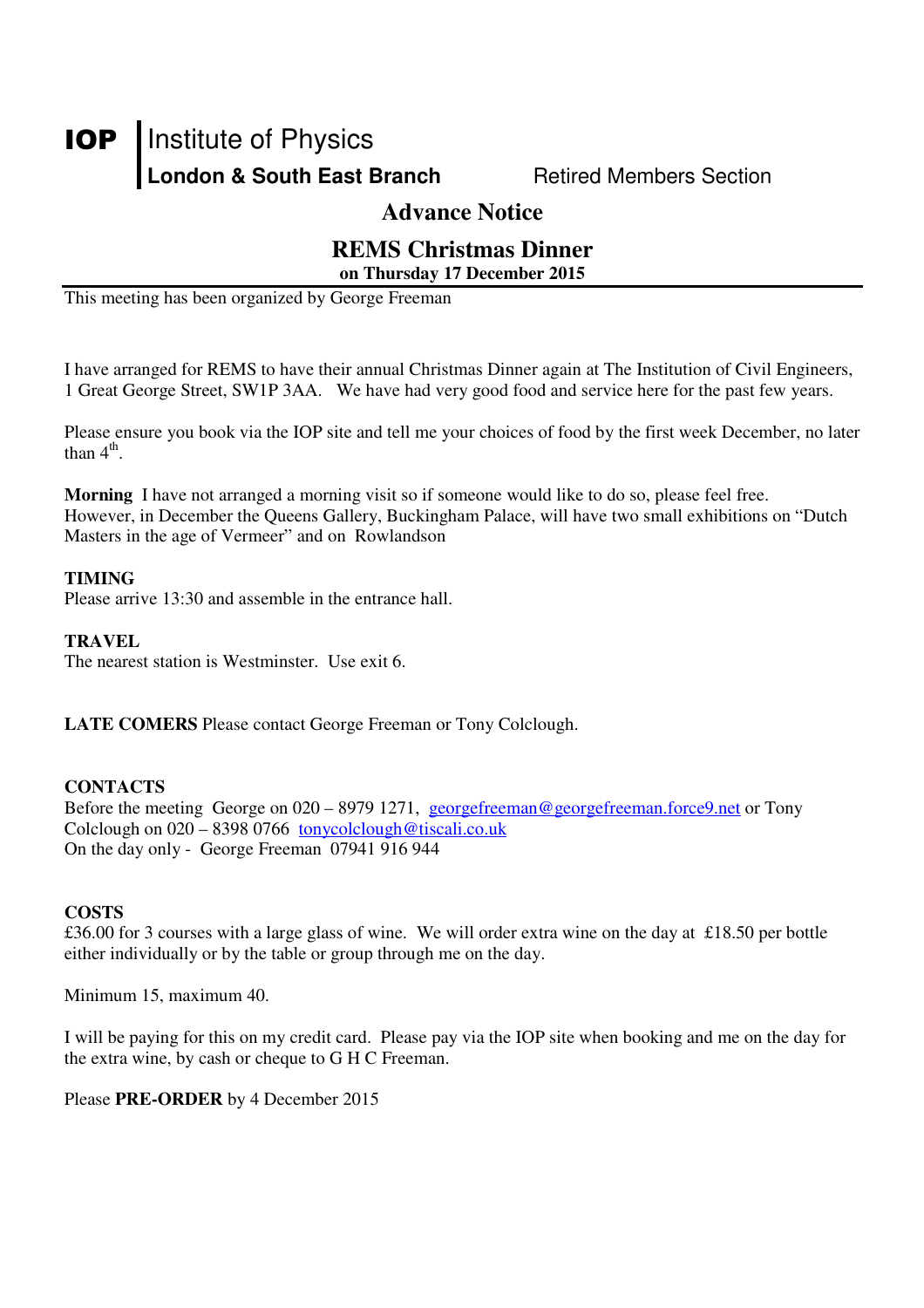**IOP** | Institute of Physics
**London & South East Branch** Retired Members Section

# Advance Notice

# REMS Christmas Dinner

**on Thursday 17 December 2015**

This meeting has been organized by George Freeman

I have arranged for REMS to have their annual Christmas Dinner again at The Institution of Civil Engineers, 1 Great George Street, SW1P 3AA. We have had very good food and service here for the past few years.

Please ensure you book via the IOP site and tell me your choices of food by the first week December, no later than 4th.

**Morning** I have not arranged a morning visit so if someone would like to do so, please feel free. However, in December the Queens Gallery, Buckingham Palace, will have two small exhibitions on "Dutch Masters in the age of Vermeer" and on Rowlandson

**TIMING**
Please arrive 13:30 and assemble in the entrance hall.

**TRAVEL**
The nearest station is Westminster. Use exit 6.

**LATE COMERS** Please contact George Freeman or Tony Colclough.

**CONTACTS**
Before the meeting George on 020 – 8979 1271, georgefreeman@georgefreeman.force9.net or Tony Colclough on 020 – 8398 0766 tonycolclough@tiscali.co.uk
On the day only - George Freeman 07941 916 944

**COSTS**
£36.00 for 3 courses with a large glass of wine. We will order extra wine on the day at £18.50 per bottle either individually or by the table or group through me on the day.

Minimum 15, maximum 40.

I will be paying for this on my credit card. Please pay via the IOP site when booking and me on the day for the extra wine, by cash or cheque to G H C Freeman.

Please **PRE-ORDER** by 4 December 2015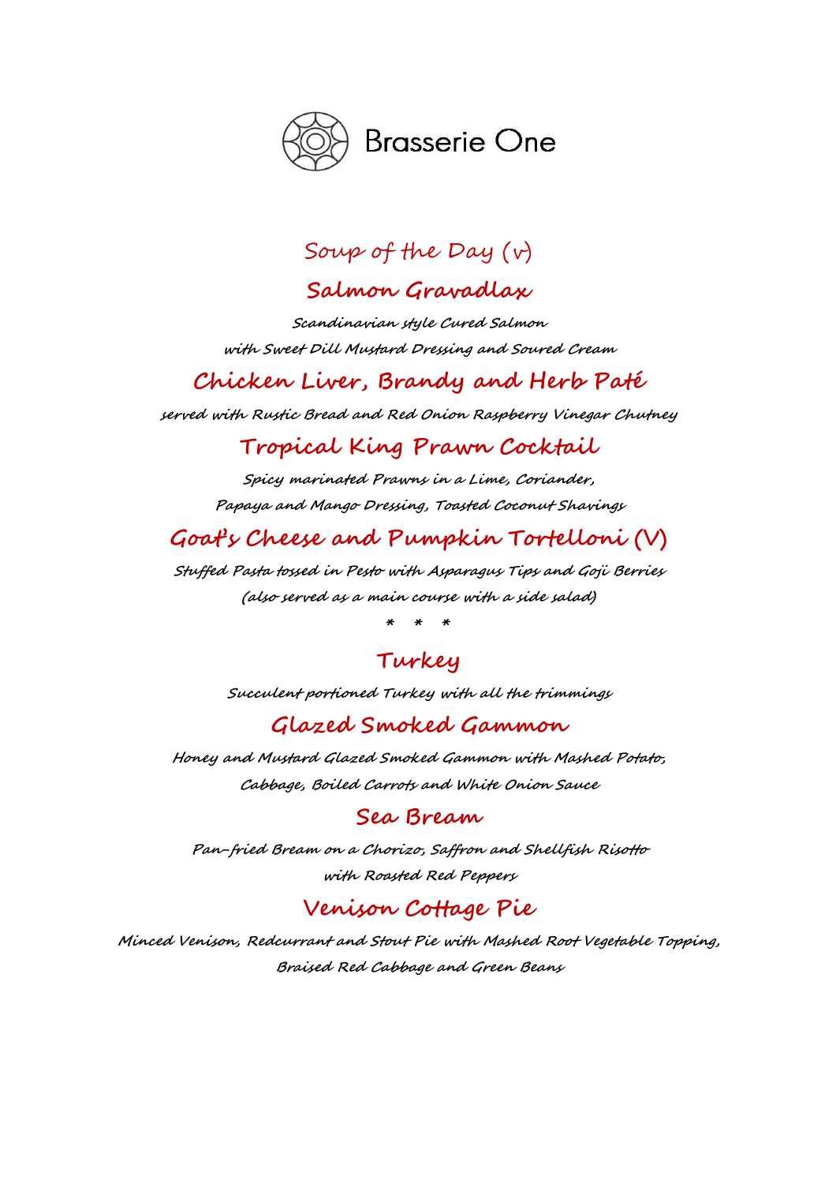# Brasserie One

## Soup of the Day (v)

## Salmon Gravadlax

*Scandinavian style Cured Salmon*
*with Sweet Dill Mustard Dressing and Soured Cream*

## Chicken Liver, Brandy and Herb Paté

*served with Rustic Bread and Red Onion Raspberry Vinegar Chutney*

## Tropical King Prawn Cocktail

*Spicy marinated Prawns in a Lime, Coriander,*
*Papaya and Mango Dressing, Toasted Coconut Shavings*

## Goat's Cheese and Pumpkin Tortelloni (V)

*Stuffed Pasta tossed in Pesto with Asparagus Tips and Goji Berries*
*(also served as a main course with a side salad)*

\*   \*   \*

## Turkey

*Succulent portioned Turkey with all the trimmings*

## Glazed Smoked Gammon

*Honey and Mustard Glazed Smoked Gammon with Mashed Potato,*
*Cabbage, Boiled Carrots and White Onion Sauce*

## Sea Bream

*Pan-fried Bream on a Chorizo, Saffron and Shellfish Risotto*
*with Roasted Red Peppers*

## Venison Cottage Pie

*Minced Venison, Redcurrant and Stout Pie with Mashed Root Vegetable Topping,*
*Braised Red Cabbage and Green Beans*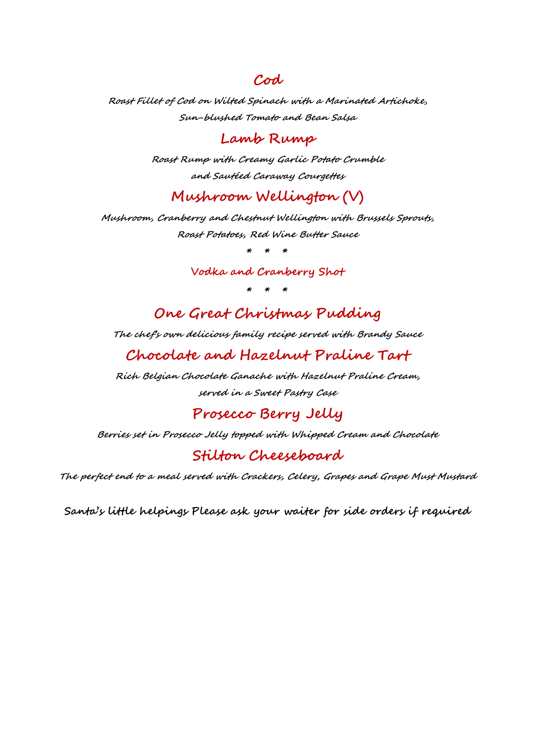## Cod

*Roast Fillet of Cod on Wilted Spinach with a Marinated Artichoke,*
*Sun-blushed Tomato and Bean Salsa*

## Lamb Rump

*Roast Rump with Creamy Garlic Potato Crumble*
*and Sautéed Caraway Courgettes*

## Mushroom Wellington (V)

*Mushroom, Cranberry and Chestnut Wellington with Brussels Sprouts,*
*Roast Potatoes, Red Wine Butter Sauce*

\* \* \*

### Vodka and Cranberry Shot

\* \* \*

## One Great Christmas Pudding

*The chef's own delicious family recipe served with Brandy Sauce*

## Chocolate and Hazelnut Praline Tart

*Rich Belgian Chocolate Ganache with Hazelnut Praline Cream,*
*served in a Sweet Pastry Case*

## Prosecco Berry Jelly

*Berries set in Prosecco Jelly topped with Whipped Cream and Chocolate*

## Stilton Cheeseboard

*The perfect end to a meal served with Crackers, Celery, Grapes and Grape Must Mustard*

**Santa's little helpings Please ask your waiter for side orders if required**